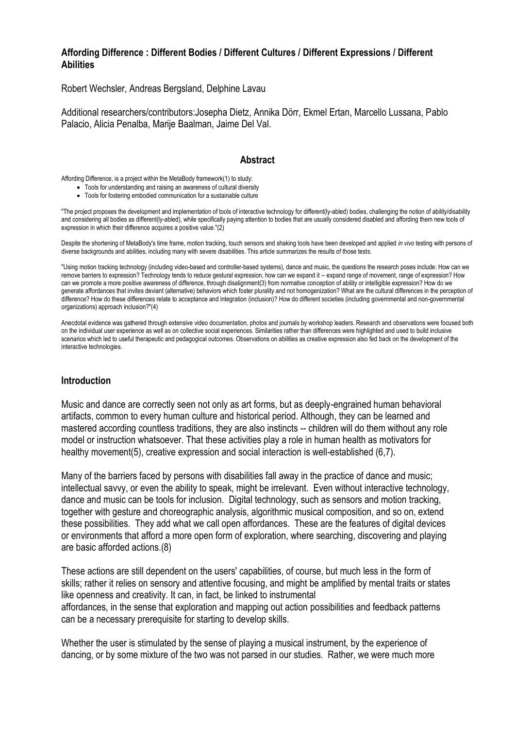**Affording Difference : Different Bodies / Different Cultures / Different Expressions / Different Abilities**

Robert Wechsler, Andreas Bergsland, Delphine Lavau

Additional researchers/contributors:Josepha Dietz, Annika Dörr, Ekmel Ertan, Marcello Lussana, Pablo Palacio, Alicia Penalba, Marije Baalman, Jaime Del Val.

## Abstract

Affording Difference, is a project within the MetaBody framework(1) to study:

- Tools for understanding and raising an awareness of cultural diversity
- Tools for fostering embodied communication for a sustainable culture

"The project proposes the development and implementation of tools of interactive technology for different(ly-abled) bodies, challenging the notion of ability/disability and considering all bodies as different(ly-abled), while specifically paying attention to bodies that are usually considered disabled and affording them new tools of expression in which their difference acquires a positive value."(2)

Despite the shortening of MetaBody's time frame, motion tracking, touch sensors and shaking tools have been developed and applied *in vivo* testing with persons of diverse backgrounds and abilities, including many with severe disabilities. This article summarizes the results of those tests.

"Using motion tracking technology (including video-based and controller-based systems), dance and music, the questions the research poses include: How can we remove barriers to expression? Technology tends to reduce gestural expression, how can we expand it -- expand range of movement, range of expression? How can we promote a more positive awareness of difference, through disalignment(3) from normative conception of ability or intelligible expression? How do we generate affordances that invites deviant (alternative) behaviors which foster plurality and not homogenization? What are the cultural differences in the perception of difference? How do these differences relate to acceptance and integration (inclusion)? How do different societies (including governmental and non-governmental organizations) approach inclusion?"(4)

Anecdotal evidence was gathered through extensive video documentation, photos and journals by workshop leaders. Research and observations were focused both on the individual user experience as well as on collective social experiences. Similarities rather than differences were highlighted and used to build inclusive scenarios which led to useful therapeutic and pedagogical outcomes. Observations on abilities as creative expression also fed back on the development of the interactive technologies.

## Introduction

Music and dance are correctly seen not only as art forms, but as deeply-engrained human behavioral artifacts, common to every human culture and historical period. Although, they can be learned and mastered according countless traditions, they are also instincts -- children will do them without any role model or instruction whatsoever. That these activities play a role in human health as motivators for healthy movement(5), creative expression and social interaction is well-established (6,7).

Many of the barriers faced by persons with disabilities fall away in the practice of dance and music; intellectual savvy, or even the ability to speak, might be irrelevant. Even without interactive technology, dance and music can be tools for inclusion. Digital technology, such as sensors and motion tracking, together with gesture and choreographic analysis, algorithmic musical composition, and so on, extend these possibilities. They add what we call open affordances. These are the features of digital devices or environments that afford a more open form of exploration, where searching, discovering and playing are basic afforded actions.(8)

These actions are still dependent on the users' capabilities, of course, but much less in the form of skills; rather it relies on sensory and attentive focusing, and might be amplified by mental traits or states like openness and creativity. It can, in fact, be linked to instrumental affordances, in the sense that exploration and mapping out action possibilities and feedback patterns can be a necessary prerequisite for starting to develop skills.

Whether the user is stimulated by the sense of playing a musical instrument, by the experience of dancing, or by some mixture of the two was not parsed in our studies. Rather, we were much more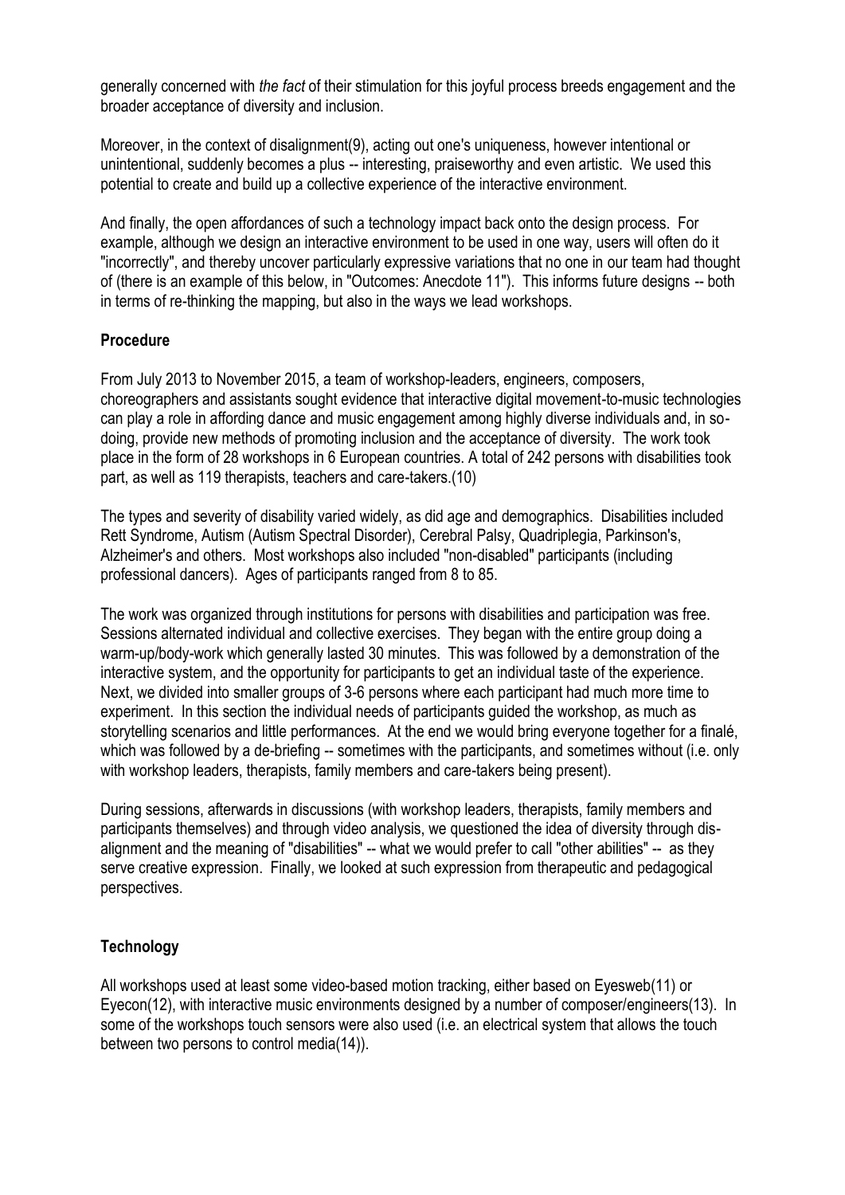generally concerned with *the fact* of their stimulation for this joyful process breeds engagement and the broader acceptance of diversity and inclusion.

Moreover, in the context of disalignment(9), acting out one's uniqueness, however intentional or unintentional, suddenly becomes a plus -- interesting, praiseworthy and even artistic. We used this potential to create and build up a collective experience of the interactive environment.

And finally, the open affordances of such a technology impact back onto the design process. For example, although we design an interactive environment to be used in one way, users will often do it "incorrectly", and thereby uncover particularly expressive variations that no one in our team had thought of (there is an example of this below, in "Outcomes: Anecdote 11"). This informs future designs -- both in terms of re-thinking the mapping, but also in the ways we lead workshops.

**Procedure**

From July 2013 to November 2015, a team of workshop-leaders, engineers, composers, choreographers and assistants sought evidence that interactive digital movement-to-music technologies can play a role in affording dance and music engagement among highly diverse individuals and, in so-doing, provide new methods of promoting inclusion and the acceptance of diversity. The work took place in the form of 28 workshops in 6 European countries. A total of 242 persons with disabilities took part, as well as 119 therapists, teachers and care-takers.(10)

The types and severity of disability varied widely, as did age and demographics. Disabilities included Rett Syndrome, Autism (Autism Spectral Disorder), Cerebral Palsy, Quadriplegia, Parkinson's, Alzheimer's and others. Most workshops also included "non-disabled" participants (including professional dancers). Ages of participants ranged from 8 to 85.

The work was organized through institutions for persons with disabilities and participation was free. Sessions alternated individual and collective exercises. They began with the entire group doing a warm-up/body-work which generally lasted 30 minutes. This was followed by a demonstration of the interactive system, and the opportunity for participants to get an individual taste of the experience. Next, we divided into smaller groups of 3-6 persons where each participant had much more time to experiment. In this section the individual needs of participants guided the workshop, as much as storytelling scenarios and little performances. At the end we would bring everyone together for a finalé, which was followed by a de-briefing -- sometimes with the participants, and sometimes without (i.e. only with workshop leaders, therapists, family members and care-takers being present).

During sessions, afterwards in discussions (with workshop leaders, therapists, family members and participants themselves) and through video analysis, we questioned the idea of diversity through dis-alignment and the meaning of "disabilities" -- what we would prefer to call "other abilities" -- as they serve creative expression. Finally, we looked at such expression from therapeutic and pedagogical perspectives.

**Technology**

All workshops used at least some video-based motion tracking, either based on Eyesweb(11) or Eyecon(12), with interactive music environments designed by a number of composer/engineers(13). In some of the workshops touch sensors were also used (i.e. an electrical system that allows the touch between two persons to control media(14)).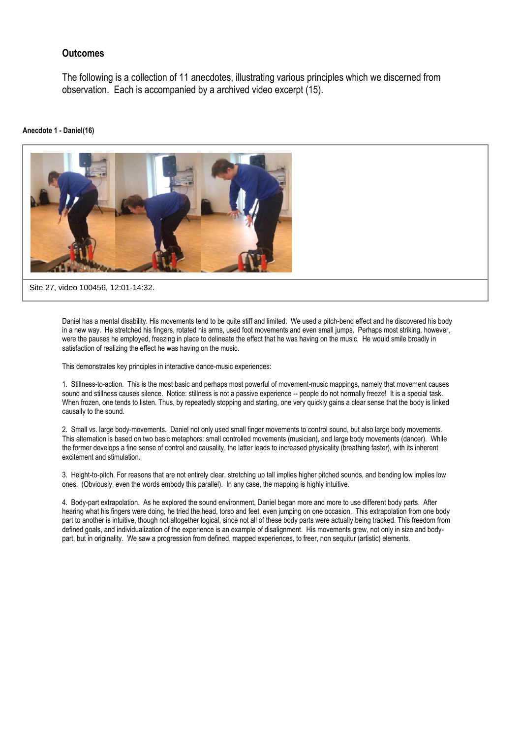## Outcomes

The following is a collection of 11 anecdotes, illustrating various principles which we discerned from observation. Each is accompanied by a archived video excerpt (15).

**Anecdote 1 - Daniel(16)**

Site 27, video 100456, 12:01-14:32.

Daniel has a mental disability. His movements tend to be quite stiff and limited. We used a pitch-bend effect and he discovered his body in a new way. He stretched his fingers, rotated his arms, used foot movements and even small jumps. Perhaps most striking, however, were the pauses he employed, freezing in place to delineate the effect that he was having on the music. He would smile broadly in satisfaction of realizing the effect he was having on the music.

This demonstrates key principles in interactive dance-music experiences:

1. Stillness-to-action. This is the most basic and perhaps most powerful of movement-music mappings, namely that movement causes sound and stillness causes silence. Notice: stillness is not a passive experience -- people do not normally freeze! It is a special task. When frozen, one tends to listen. Thus, by repeatedly stopping and starting, one very quickly gains a clear sense that the body is linked causally to the sound.

2. Small vs. large body-movements. Daniel not only used small finger movements to control sound, but also large body movements. This alternation is based on two basic metaphors: small controlled movements (musician), and large body movements (dancer). While the former develops a fine sense of control and causality, the latter leads to increased physicality (breathing faster), with its inherent excitement and stimulation.

3. Height-to-pitch. For reasons that are not entirely clear, stretching up tall implies higher pitched sounds, and bending low implies low ones. (Obviously, even the words embody this parallel). In any case, the mapping is highly intuitive.

4. Body-part extrapolation. As he explored the sound environment, Daniel began more and more to use different body parts. After hearing what his fingers were doing, he tried the head, torso and feet, even jumping on one occasion. This extrapolation from one body part to another is intuitive, though not altogether logical, since not all of these body parts were actually being tracked. This freedom from defined goals, and individualization of the experience is an example of disalignment. His movements grew, not only in size and body-part, but in originality. We saw a progression from defined, mapped experiences, to freer, non sequitur (artistic) elements.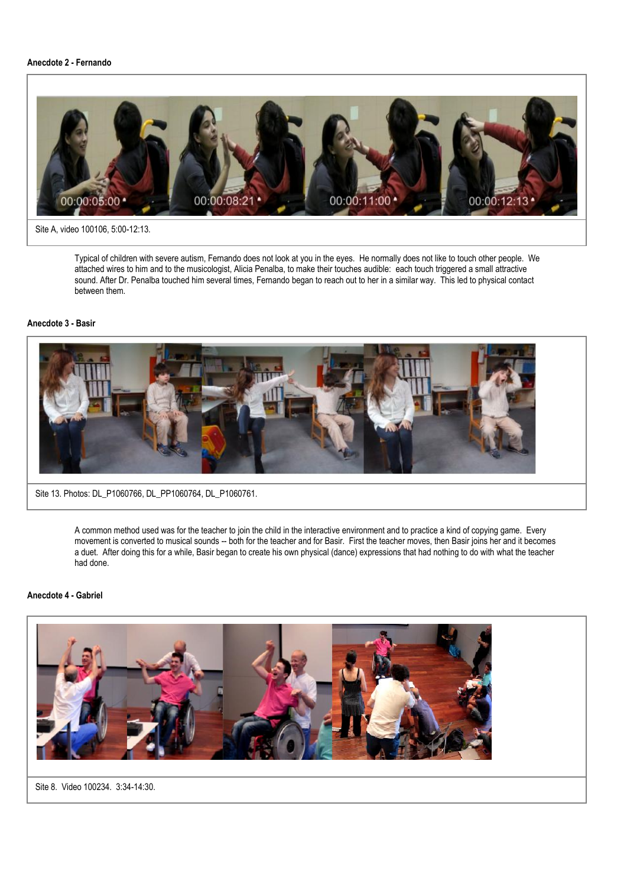**Anecdote 2 - Fernando**

Site A, video 100106, 5:00-12:13.

Typical of children with severe autism, Fernando does not look at you in the eyes. He normally does not like to touch other people. We attached wires to him and to the musicologist, Alicia Penalba, to make their touches audible: each touch triggered a small attractive sound. After Dr. Penalba touched him several times, Fernando began to reach out to her in a similar way. This led to physical contact between them.

**Anecdote 3 - Basir**

Site 13. Photos: DL_P1060766, DL_PP1060764, DL_P1060761.

A common method used was for the teacher to join the child in the interactive environment and to practice a kind of copying game. Every movement is converted to musical sounds -- both for the teacher and for Basir. First the teacher moves, then Basir joins her and it becomes a duet. After doing this for a while, Basir began to create his own physical (dance) expressions that had nothing to do with what the teacher had done.

**Anecdote 4 - Gabriel**

Site 8. Video 100234. 3:34-14:30.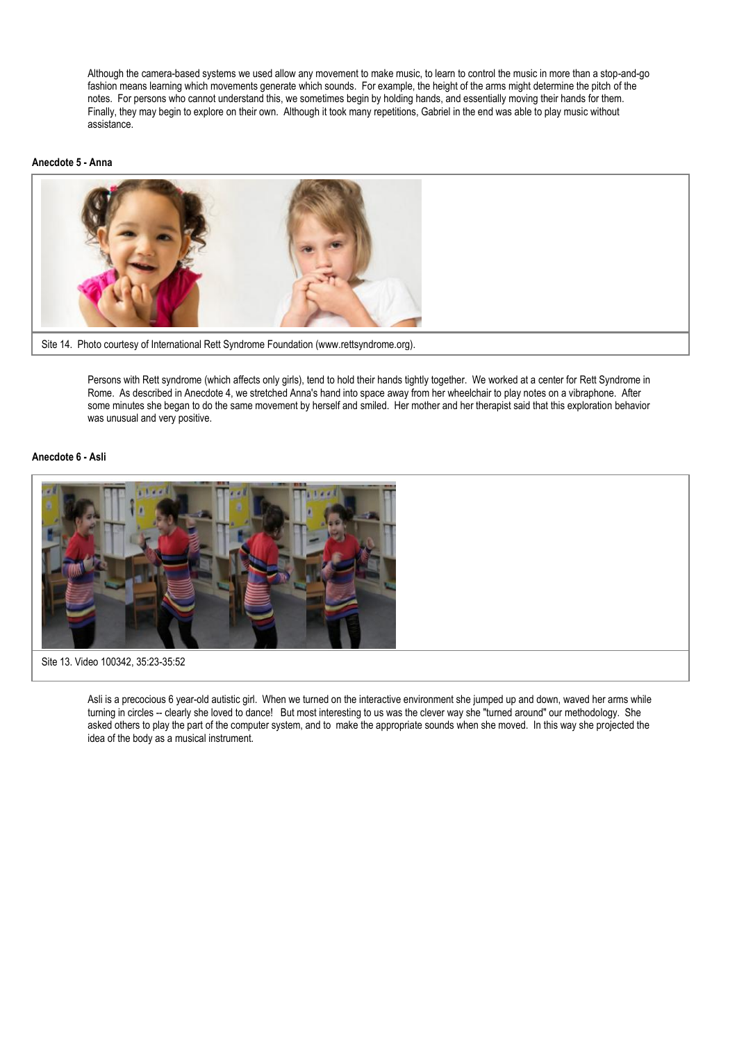Although the camera-based systems we used allow any movement to make music, to learn to control the music in more than a stop-and-go fashion means learning which movements generate which sounds. For example, the height of the arms might determine the pitch of the notes. For persons who cannot understand this, we sometimes begin by holding hands, and essentially moving their hands for them. Finally, they may begin to explore on their own. Although it took many repetitions, Gabriel in the end was able to play music without assistance.

**Anecdote 5 - Anna**

Site 14. Photo courtesy of International Rett Syndrome Foundation (www.rettsyndrome.org).

Persons with Rett syndrome (which affects only girls), tend to hold their hands tightly together. We worked at a center for Rett Syndrome in Rome. As described in Anecdote 4, we stretched Anna's hand into space away from her wheelchair to play notes on a vibraphone. After some minutes she began to do the same movement by herself and smiled. Her mother and her therapist said that this exploration behavior was unusual and very positive.

**Anecdote 6 - Asli**

Site 13. Video 100342, 35:23-35:52

Asli is a precocious 6 year-old autistic girl. When we turned on the interactive environment she jumped up and down, waved her arms while turning in circles -- clearly she loved to dance! But most interesting to us was the clever way she "turned around" our methodology. She asked others to play the part of the computer system, and to make the appropriate sounds when she moved. In this way she projected the idea of the body as a musical instrument.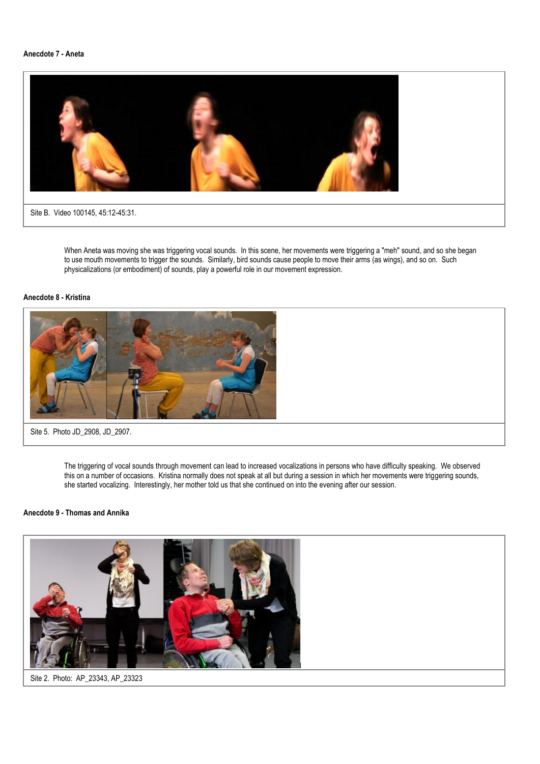**Anecdote 7 - Aneta**

Site B. Video 100145, 45:12-45:31.

When Aneta was moving she was triggering vocal sounds. In this scene, her movements were triggering a "meh" sound, and so she began to use mouth movements to trigger the sounds. Similarly, bird sounds cause people to move their arms (as wings), and so on. Such physicalizations (or embodiment) of sounds, play a powerful role in our movement expression.

**Anecdote 8 - Kristina**

Site 5. Photo JD_2908, JD_2907.

The triggering of vocal sounds through movement can lead to increased vocalizations in persons who have difficulty speaking. We observed this on a number of occasions. Kristina normally does not speak at all but during a session in which her movements were triggering sounds, she started vocalizing. Interestingly, her mother told us that she continued on into the evening after our session.

**Anecdote 9 - Thomas and Annika**

Site 2. Photo: AP_23343, AP_23323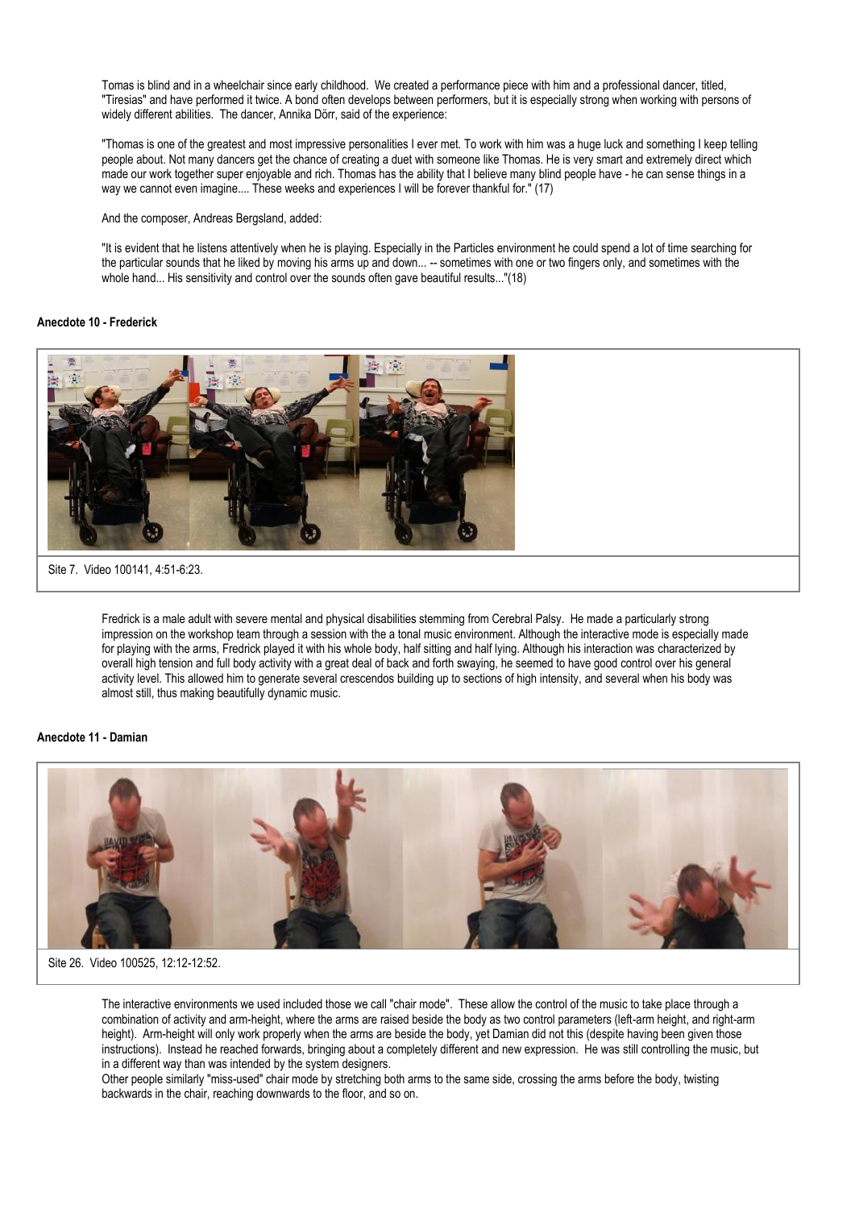Tomas is blind and in a wheelchair since early childhood. We created a performance piece with him and a professional dancer, titled, "Tiresias" and have performed it twice. A bond often develops between performers, but it is especially strong when working with persons of widely different abilities. The dancer, Annika Dörr, said of the experience:

"Thomas is one of the greatest and most impressive personalities I ever met. To work with him was a huge luck and something I keep telling people about. Not many dancers get the chance of creating a duet with someone like Thomas. He is very smart and extremely direct which made our work together super enjoyable and rich. Thomas has the ability that I believe many blind people have - he can sense things in a way we cannot even imagine.... These weeks and experiences I will be forever thankful for." (17)

And the composer, Andreas Bergsland, added:

"It is evident that he listens attentively when he is playing. Especially in the Particles environment he could spend a lot of time searching for the particular sounds that he liked by moving his arms up and down... -- sometimes with one or two fingers only, and sometimes with the whole hand... His sensitivity and control over the sounds often gave beautiful results..."(18)

**Anecdote 10 - Frederick**

Site 7. Video 100141, 4:51-6:23.

Fredrick is a male adult with severe mental and physical disabilities stemming from Cerebral Palsy. He made a particularly strong impression on the workshop team through a session with the a tonal music environment. Although the interactive mode is especially made for playing with the arms, Fredrick played it with his whole body, half sitting and half lying. Although his interaction was characterized by overall high tension and full body activity with a great deal of back and forth swaying, he seemed to have good control over his general activity level. This allowed him to generate several crescendos building up to sections of high intensity, and several when his body was almost still, thus making beautifully dynamic music.

**Anecdote 11 - Damian**

Site 26. Video 100525, 12:12-12:52.

The interactive environments we used included those we call "chair mode". These allow the control of the music to take place through a combination of activity and arm-height, where the arms are raised beside the body as two control parameters (left-arm height, and right-arm height). Arm-height will only work properly when the arms are beside the body, yet Damian did not this (despite having been given those instructions). Instead he reached forwards, bringing about a completely different and new expression. He was still controlling the music, but in a different way than was intended by the system designers.

Other people similarly "miss-used" chair mode by stretching both arms to the same side, crossing the arms before the body, twisting backwards in the chair, reaching downwards to the floor, and so on.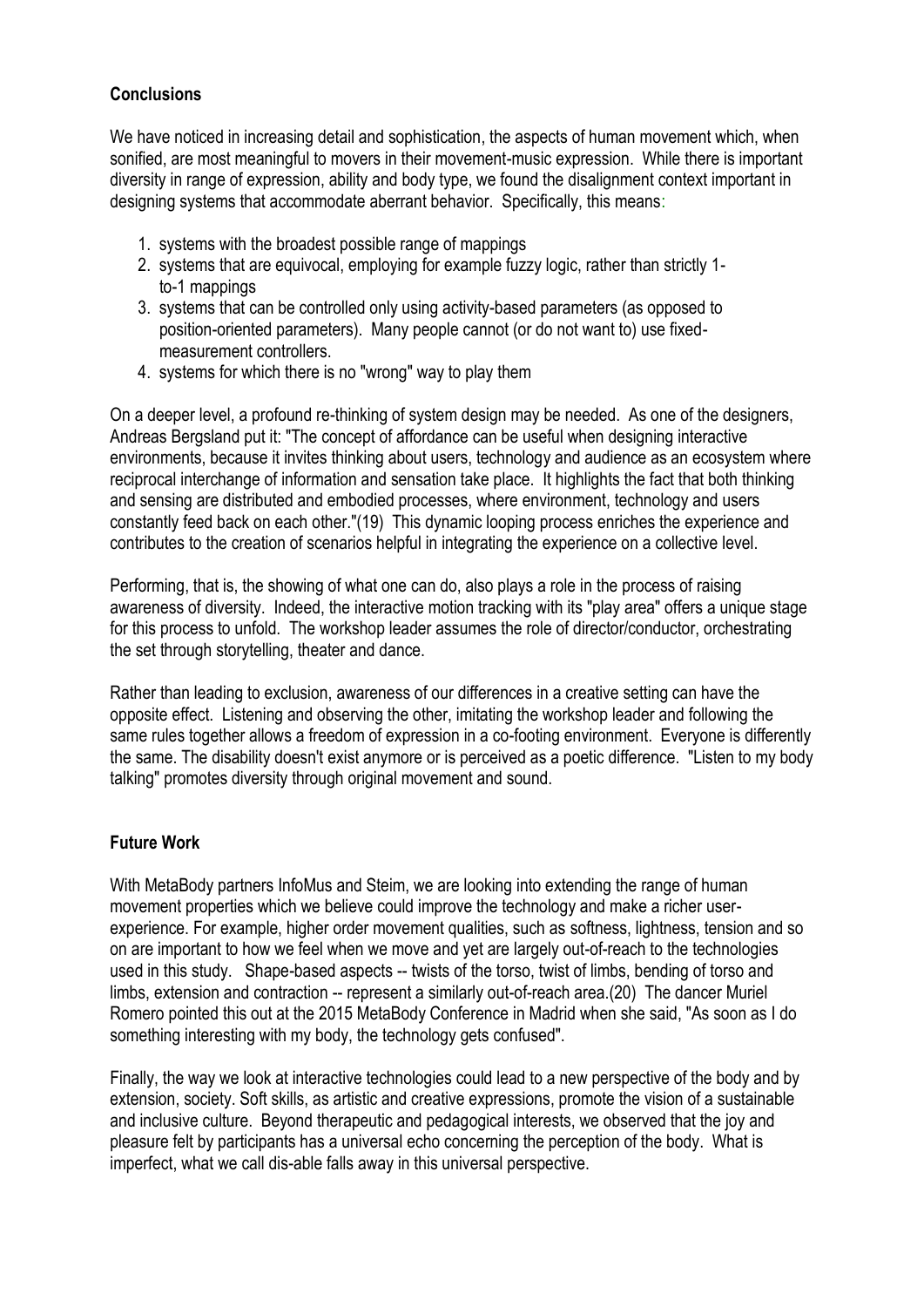## Conclusions

We have noticed in increasing detail and sophistication, the aspects of human movement which, when sonified, are most meaningful to movers in their movement-music expression. While there is important diversity in range of expression, ability and body type, we found the disalignment context important in designing systems that accommodate aberrant behavior. Specifically, this means:

1. systems with the broadest possible range of mappings
2. systems that are equivocal, employing for example fuzzy logic, rather than strictly 1-to-1 mappings
3. systems that can be controlled only using activity-based parameters (as opposed to position-oriented parameters). Many people cannot (or do not want to) use fixed-measurement controllers.
4. systems for which there is no "wrong" way to play them

On a deeper level, a profound re-thinking of system design may be needed. As one of the designers, Andreas Bergsland put it: "The concept of affordance can be useful when designing interactive environments, because it invites thinking about users, technology and audience as an ecosystem where reciprocal interchange of information and sensation take place. It highlights the fact that both thinking and sensing are distributed and embodied processes, where environment, technology and users constantly feed back on each other."(19) This dynamic looping process enriches the experience and contributes to the creation of scenarios helpful in integrating the experience on a collective level.

Performing, that is, the showing of what one can do, also plays a role in the process of raising awareness of diversity. Indeed, the interactive motion tracking with its "play area" offers a unique stage for this process to unfold. The workshop leader assumes the role of director/conductor, orchestrating the set through storytelling, theater and dance.

Rather than leading to exclusion, awareness of our differences in a creative setting can have the opposite effect. Listening and observing the other, imitating the workshop leader and following the same rules together allows a freedom of expression in a co-footing environment. Everyone is differently the same. The disability doesn't exist anymore or is perceived as a poetic difference. "Listen to my body talking" promotes diversity through original movement and sound.

## Future Work

With MetaBody partners InfoMus and Steim, we are looking into extending the range of human movement properties which we believe could improve the technology and make a richer user-experience. For example, higher order movement qualities, such as softness, lightness, tension and so on are important to how we feel when we move and yet are largely out-of-reach to the technologies used in this study. Shape-based aspects -- twists of the torso, twist of limbs, bending of torso and limbs, extension and contraction -- represent a similarly out-of-reach area.(20) The dancer Muriel Romero pointed this out at the 2015 MetaBody Conference in Madrid when she said, "As soon as I do something interesting with my body, the technology gets confused".

Finally, the way we look at interactive technologies could lead to a new perspective of the body and by extension, society. Soft skills, as artistic and creative expressions, promote the vision of a sustainable and inclusive culture. Beyond therapeutic and pedagogical interests, we observed that the joy and pleasure felt by participants has a universal echo concerning the perception of the body. What is imperfect, what we call dis-able falls away in this universal perspective.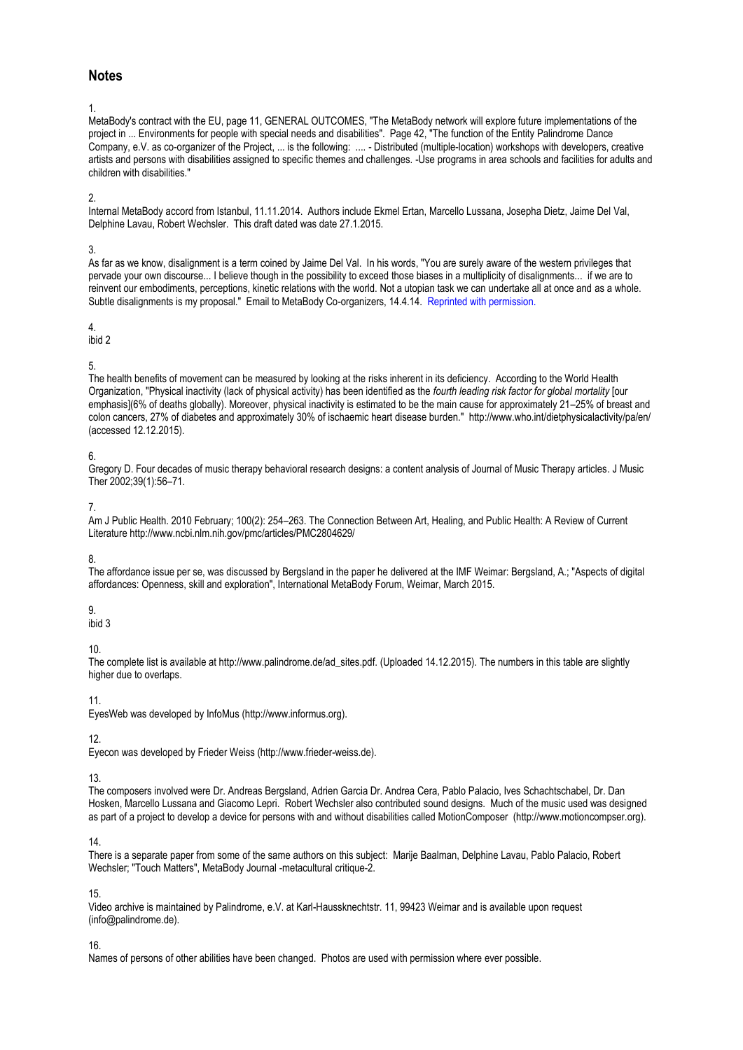## Notes

1.
MetaBody's contract with the EU, page 11, GENERAL OUTCOMES, "The MetaBody network will explore future implementations of the project in ... Environments for people with special needs and disabilities". Page 42, "The function of the Entity Palindrome Dance Company, e.V. as co-organizer of the Project, ... is the following: .... - Distributed (multiple-location) workshops with developers, creative artists and persons with disabilities assigned to specific themes and challenges. -Use programs in area schools and facilities for adults and children with disabilities."

2.
Internal MetaBody accord from Istanbul, 11.11.2014. Authors include Ekmel Ertan, Marcello Lussana, Josepha Dietz, Jaime Del Val, Delphine Lavau, Robert Wechsler. This draft dated was date 27.1.2015.

3.
As far as we know, disalignment is a term coined by Jaime Del Val. In his words, "You are surely aware of the western privileges that pervade your own discourse... I believe though in the possibility to exceed those biases in a multiplicity of disalignments... if we are to reinvent our embodiments, perceptions, kinetic relations with the world. Not a utopian task we can undertake all at once and as a whole. Subtle disalignments is my proposal." Email to MetaBody Co-organizers, 14.4.14. Reprinted with permission.

4.
ibid 2

5.
The health benefits of movement can be measured by looking at the risks inherent in its deficiency. According to the World Health Organization, "Physical inactivity (lack of physical activity) has been identified as the *fourth leading risk factor for global mortality* [our emphasis](6% of deaths globally). Moreover, physical inactivity is estimated to be the main cause for approximately 21–25% of breast and colon cancers, 27% of diabetes and approximately 30% of ischaemic heart disease burden." http://www.who.int/dietphysicalactivity/pa/en/ (accessed 12.12.2015).

6.
Gregory D. Four decades of music therapy behavioral research designs: a content analysis of Journal of Music Therapy articles. J Music Ther 2002;39(1):56–71.

7.
Am J Public Health. 2010 February; 100(2): 254–263. The Connection Between Art, Healing, and Public Health: A Review of Current Literature http://www.ncbi.nlm.nih.gov/pmc/articles/PMC2804629/

8.
The affordance issue per se, was discussed by Bergsland in the paper he delivered at the IMF Weimar: Bergsland, A.; "Aspects of digital affordances: Openness, skill and exploration", International MetaBody Forum, Weimar, March 2015.

9.
ibid 3

10.
The complete list is available at http://www.palindrome.de/ad_sites.pdf. (Uploaded 14.12.2015). The numbers in this table are slightly higher due to overlaps.

11.
EyesWeb was developed by InfoMus (http://www.informus.org).

12.
Eyecon was developed by Frieder Weiss (http://www.frieder-weiss.de).

13.
The composers involved were Dr. Andreas Bergsland, Adrien Garcia Dr. Andrea Cera, Pablo Palacio, Ives Schachtschabel, Dr. Dan Hosken, Marcello Lussana and Giacomo Lepri. Robert Wechsler also contributed sound designs. Much of the music used was designed as part of a project to develop a device for persons with and without disabilities called MotionComposer (http://www.motioncompser.org).

14.
There is a separate paper from some of the same authors on this subject: Marije Baalman, Delphine Lavau, Pablo Palacio, Robert Wechsler; "Touch Matters", MetaBody Journal -metacultural critique-2.

15.
Video archive is maintained by Palindrome, e.V. at Karl-Haussknechtstr. 11, 99423 Weimar and is available upon request (info@palindrome.de).

16.
Names of persons of other abilities have been changed. Photos are used with permission where ever possible.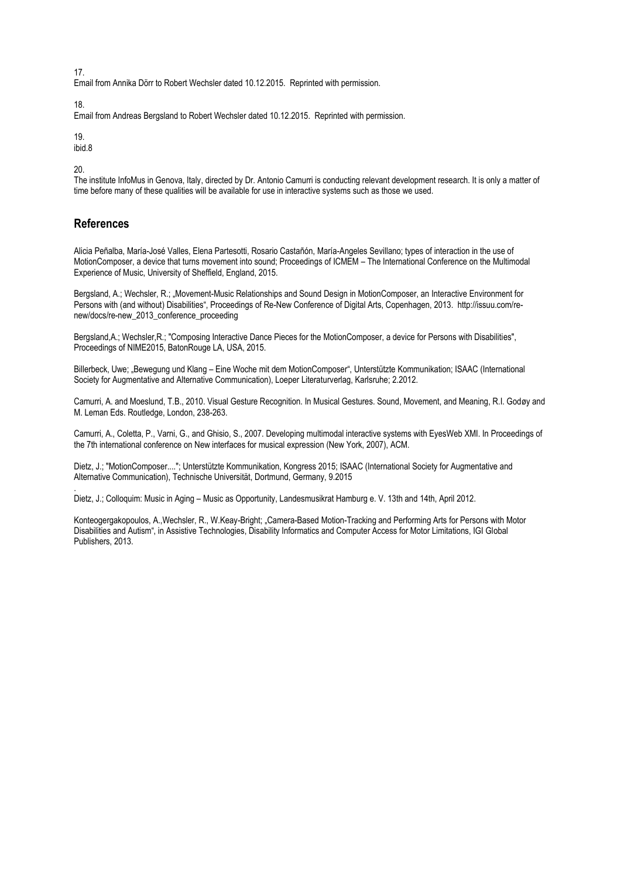17.
Email from Annika Dörr to Robert Wechsler dated 10.12.2015. Reprinted with permission.

18.
Email from Andreas Bergsland to Robert Wechsler dated 10.12.2015. Reprinted with permission.

19.
ibid.8

20.
The institute InfoMus in Genova, Italy, directed by Dr. Antonio Camurri is conducting relevant development research. It is only a matter of time before many of these qualities will be available for use in interactive systems such as those we used.

## References

Alicia Peñalba, María-José Valles, Elena Partesotti, Rosario Castañón, María-Angeles Sevillano; types of interaction in the use of MotionComposer, a device that turns movement into sound; Proceedings of ICMEM – The International Conference on the Multimodal Experience of Music, University of Sheffield, England, 2015.

Bergsland, A.; Wechsler, R.; „Movement-Music Relationships and Sound Design in MotionComposer, an Interactive Environment for Persons with (and without) Disabilities", Proceedings of Re-New Conference of Digital Arts, Copenhagen, 2013. http://issuu.com/re-new/docs/re-new_2013_conference_proceeding

Bergsland,A.; Wechsler,R.; "Composing Interactive Dance Pieces for the MotionComposer, a device for Persons with Disabilities", Proceedings of NIME2015, BatonRouge LA, USA, 2015.

Billerbeck, Uwe; „Bewegung und Klang – Eine Woche mit dem MotionComposer", Unterstützte Kommunikation; ISAAC (International Society for Augmentative and Alternative Communication), Loeper Literaturverlag, Karlsruhe; 2.2012.

Camurri, A. and Moeslund, T.B., 2010. Visual Gesture Recognition. In Musical Gestures. Sound, Movement, and Meaning, R.I. Godøy and M. Leman Eds. Routledge, London, 238-263.

Camurri, A., Coletta, P., Varni, G., and Ghisio, S., 2007. Developing multimodal interactive systems with EyesWeb XMI. In Proceedings of the 7th international conference on New interfaces for musical expression (New York, 2007), ACM.

Dietz, J.; "MotionComposer...."; Unterstützte Kommunikation, Kongress 2015; ISAAC (International Society for Augmentative and Alternative Communication), Technische Universität, Dortmund, Germany, 9.2015
.
Dietz, J.; Colloquim: Music in Aging – Music as Opportunity, Landesmusikrat Hamburg e. V. 13th and 14th, April 2012.

Konteogergakopoulos, A.,Wechsler, R., W.Keay-Bright; „Camera-Based Motion-Tracking and Performing Arts for Persons with Motor Disabilities and Autism", in Assistive Technologies, Disability Informatics and Computer Access for Motor Limitations, IGI Global Publishers, 2013.